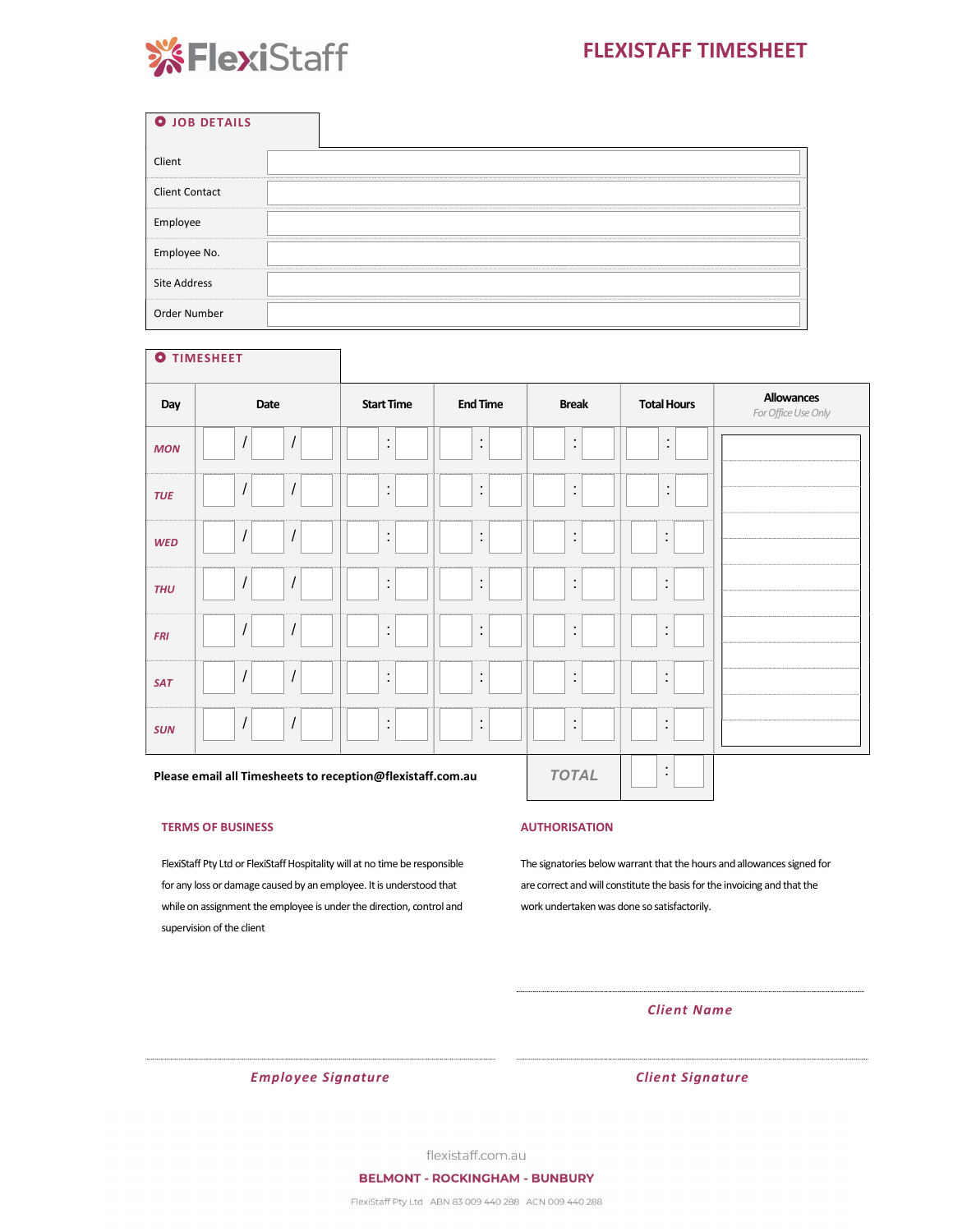# FLEXISTAFF TIMESHEET

## JOB DETAILS

| | |
|---|---|
| Client | |
| Client Contact | |
| Employee | |
| Employee No. | |
| Site Address | |
| Order Number | |

## TIMESHEET

| Day | Date | Start Time | End Time | Break | Total Hours | Allowances *For Office Use Only* |
|---|---|---|---|---|---|---|
| MON | / / | : | : | : | : | |
| TUE | / / | : | : | : | : | |
| WED | / / | : | : | : | : | |
| THU | / / | : | : | : | : | |
| FRI | / / | : | : | : | : | |
| SAT | / / | : | : | : | : | |
| SUN | / / | : | : | : | : | |
| | | | | TOTAL | : | |

**Please email all Timesheets to reception@flexistaff.com.au**

### TERMS OF BUSINESS

FlexiStaff Pty Ltd or FlexiStaff Hospitality will at no time be responsible for any loss or damage caused by an employee. It is understood that while on assignment the employee is under the direction, control and supervision of the client

### AUTHORISATION

The signatories below warrant that the hours and allowances signed for are correct and will constitute the basis for the invoicing and that the work undertaken was done so satisfactorily.

*Client Name*

*Employee Signature*

*Client Signature*

flexistaff.com.au

**BELMONT - ROCKINGHAM - BUNBURY**

FlexiStaff Pty Ltd ABN 83 009 440 288 ACN 009 440 288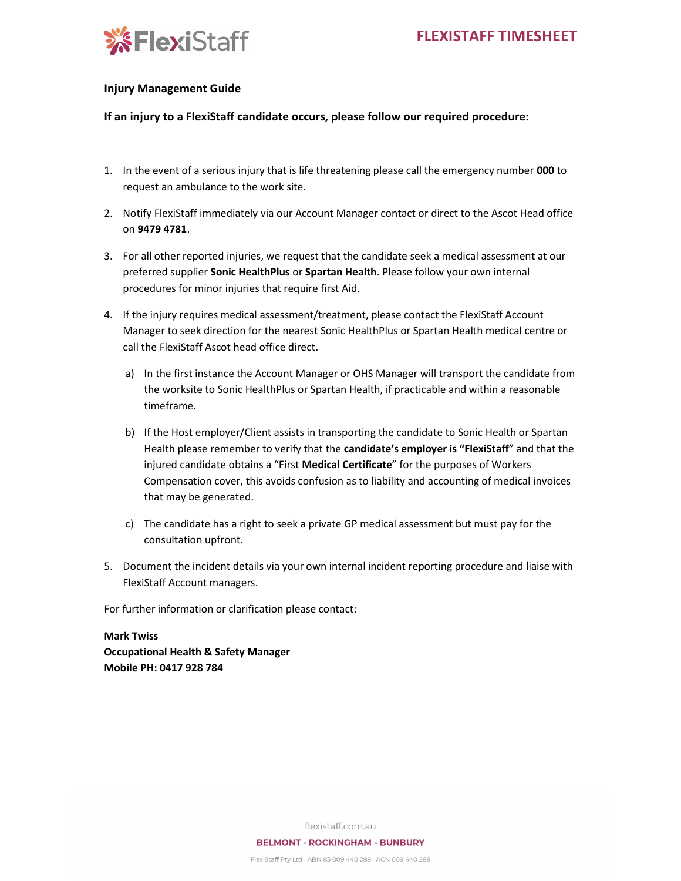**Injury Management Guide**

**If an injury to a FlexiStaff candidate occurs, please follow our required procedure:**

1. In the event of a serious injury that is life threatening please call the emergency number **000** to request an ambulance to the work site.
2. Notify FlexiStaff immediately via our Account Manager contact or direct to the Ascot Head office on **9479 4781**.
3. For all other reported injuries, we request that the candidate seek a medical assessment at our preferred supplier **Sonic HealthPlus** or **Spartan Health**. Please follow your own internal procedures for minor injuries that require first Aid.
4. If the injury requires medical assessment/treatment, please contact the FlexiStaff Account Manager to seek direction for the nearest Sonic HealthPlus or Spartan Health medical centre or call the FlexiStaff Ascot head office direct.
    a) In the first instance the Account Manager or OHS Manager will transport the candidate from the worksite to Sonic HealthPlus or Spartan Health, if practicable and within a reasonable timeframe.
    b) If the Host employer/Client assists in transporting the candidate to Sonic Health or Spartan Health please remember to verify that the **candidate's employer is "FlexiStaff**" and that the injured candidate obtains a "First **Medical Certificate**" for the purposes of Workers Compensation cover, this avoids confusion as to liability and accounting of medical invoices that may be generated.
    c) The candidate has a right to seek a private GP medical assessment but must pay for the consultation upfront.
5. Document the incident details via your own internal incident reporting procedure and liaise with FlexiStaff Account managers.

For further information or clarification please contact:

**Mark Twiss**
**Occupational Health & Safety Manager**
**Mobile PH: 0417 928 784**